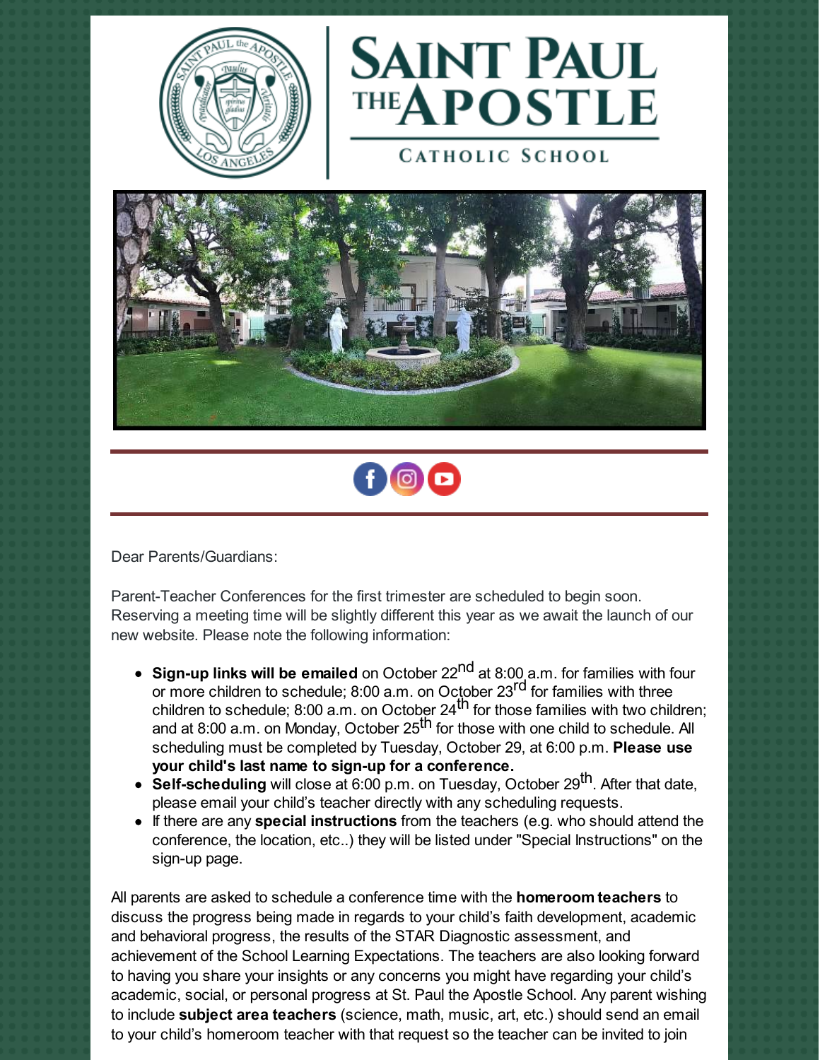# Saint Paul the Apostle

## Catholic School

Dear Parents/Guardians:

Parent-Teacher Conferences for the first trimester are scheduled to begin soon. Reserving a meeting time will be slightly different this year as we await the launch of our new website. Please note the following information:

- **Sign-up links will be emailed** on October 22nd at 8:00 a.m. for families with four or more children to schedule; 8:00 a.m. on October 23rd for families with three children to schedule; 8:00 a.m. on October 24th for those families with two children; and at 8:00 a.m. on Monday, October 25th for those with one child to schedule. All scheduling must be completed by Tuesday, October 29, at 6:00 p.m. **Please use your child's last name to sign-up for a conference.**
- **Self-scheduling** will close at 6:00 p.m. on Tuesday, October 29th. After that date, please email your child's teacher directly with any scheduling requests.
- If there are any **special instructions** from the teachers (e.g. who should attend the conference, the location, etc..) they will be listed under "Special Instructions" on the sign-up page.

All parents are asked to schedule a conference time with the **homeroom teachers** to discuss the progress being made in regards to your child's faith development, academic and behavioral progress, the results of the STAR Diagnostic assessment, and achievement of the School Learning Expectations. The teachers are also looking forward to having you share your insights or any concerns you might have regarding your child's academic, social, or personal progress at St. Paul the Apostle School. Any parent wishing to include **subject area teachers** (science, math, music, art, etc.) should send an email to your child's homeroom teacher with that request so the teacher can be invited to join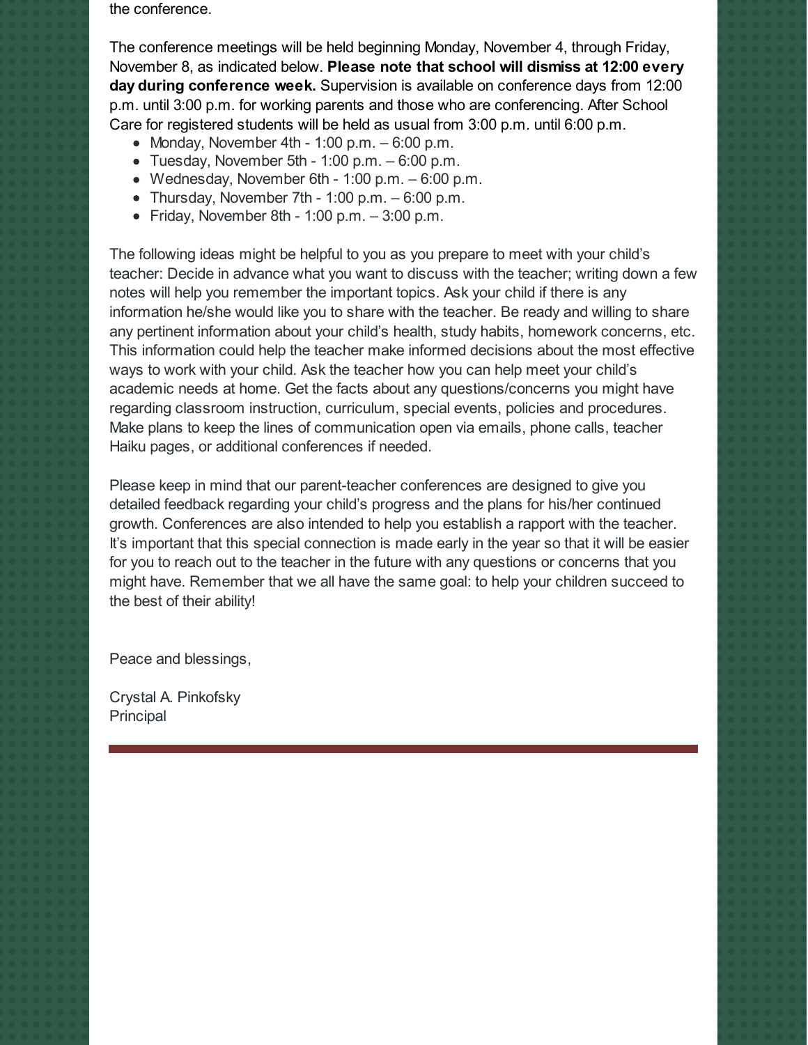the conference.

The conference meetings will be held beginning Monday, November 4, through Friday, November 8, as indicated below. **Please note that school will dismiss at 12:00 every day during conference week.** Supervision is available on conference days from 12:00 p.m. until 3:00 p.m. for working parents and those who are conferencing. After School Care for registered students will be held as usual from 3:00 p.m. until 6:00 p.m.

- Monday, November 4th - 1:00 p.m. – 6:00 p.m.
- Tuesday, November 5th - 1:00 p.m. – 6:00 p.m.
- Wednesday, November 6th - 1:00 p.m. – 6:00 p.m.
- Thursday, November 7th - 1:00 p.m. – 6:00 p.m.
- Friday, November 8th - 1:00 p.m. – 3:00 p.m.

The following ideas might be helpful to you as you prepare to meet with your child's teacher: Decide in advance what you want to discuss with the teacher; writing down a few notes will help you remember the important topics. Ask your child if there is any information he/she would like you to share with the teacher. Be ready and willing to share any pertinent information about your child's health, study habits, homework concerns, etc. This information could help the teacher make informed decisions about the most effective ways to work with your child. Ask the teacher how you can help meet your child's academic needs at home. Get the facts about any questions/concerns you might have regarding classroom instruction, curriculum, special events, policies and procedures. Make plans to keep the lines of communication open via emails, phone calls, teacher Haiku pages, or additional conferences if needed.

Please keep in mind that our parent-teacher conferences are designed to give you detailed feedback regarding your child's progress and the plans for his/her continued growth. Conferences are also intended to help you establish a rapport with the teacher. It's important that this special connection is made early in the year so that it will be easier for you to reach out to the teacher in the future with any questions or concerns that you might have. Remember that we all have the same goal: to help your children succeed to the best of their ability!

Peace and blessings,

Crystal A. Pinkofsky
Principal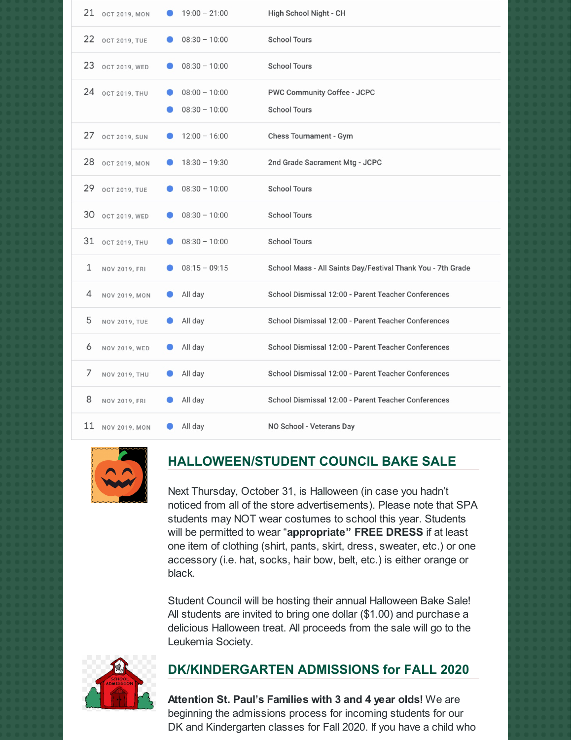| | | | |
|---|---|---|---|
| 21 | OCT 2019, MON | 19:00 – 21:00 | High School Night - CH |
| 22 | OCT 2019, TUE | 08:30 – 10:00 | School Tours |
| 23 | OCT 2019, WED | 08:30 – 10:00 | School Tours |
| 24 | OCT 2019, THU | 08:00 – 10:00 | PWC Community Coffee - JCPC |
| | | 08:30 – 10:00 | School Tours |
| 27 | OCT 2019, SUN | 12:00 – 16:00 | Chess Tournament - Gym |
| 28 | OCT 2019, MON | 18:30 – 19:30 | 2nd Grade Sacrament Mtg - JCPC |
| 29 | OCT 2019, TUE | 08:30 – 10:00 | School Tours |
| 30 | OCT 2019, WED | 08:30 – 10:00 | School Tours |
| 31 | OCT 2019, THU | 08:30 – 10:00 | School Tours |
| 1 | NOV 2019, FRI | 08:15 – 09:15 | School Mass - All Saints Day/Festival Thank You - 7th Grade |
| 4 | NOV 2019, MON | All day | School Dismissal 12:00 - Parent Teacher Conferences |
| 5 | NOV 2019, TUE | All day | School Dismissal 12:00 - Parent Teacher Conferences |
| 6 | NOV 2019, WED | All day | School Dismissal 12:00 - Parent Teacher Conferences |
| 7 | NOV 2019, THU | All day | School Dismissal 12:00 - Parent Teacher Conferences |
| 8 | NOV 2019, FRI | All day | School Dismissal 12:00 - Parent Teacher Conferences |
| 11 | NOV 2019, MON | All day | NO School - Veterans Day |

## HALLOWEEN/STUDENT COUNCIL BAKE SALE

Next Thursday, October 31, is Halloween (in case you hadn't noticed from all of the store advertisements). Please note that SPA students may NOT wear costumes to school this year. Students will be permitted to wear "**appropriate" FREE DRESS** if at least one item of clothing (shirt, pants, skirt, dress, sweater, etc.) or one accessory (i.e. hat, socks, hair bow, belt, etc.) is either orange or black.

Student Council will be hosting their annual Halloween Bake Sale! All students are invited to bring one dollar ($1.00) and purchase a delicious Halloween treat. All proceeds from the sale will go to the Leukemia Society.

## DK/KINDERGARTEN ADMISSIONS for FALL 2020

**Attention St. Paul's Families with 3 and 4 year olds!** We are beginning the admissions process for incoming students for our DK and Kindergarten classes for Fall 2020. If you have a child who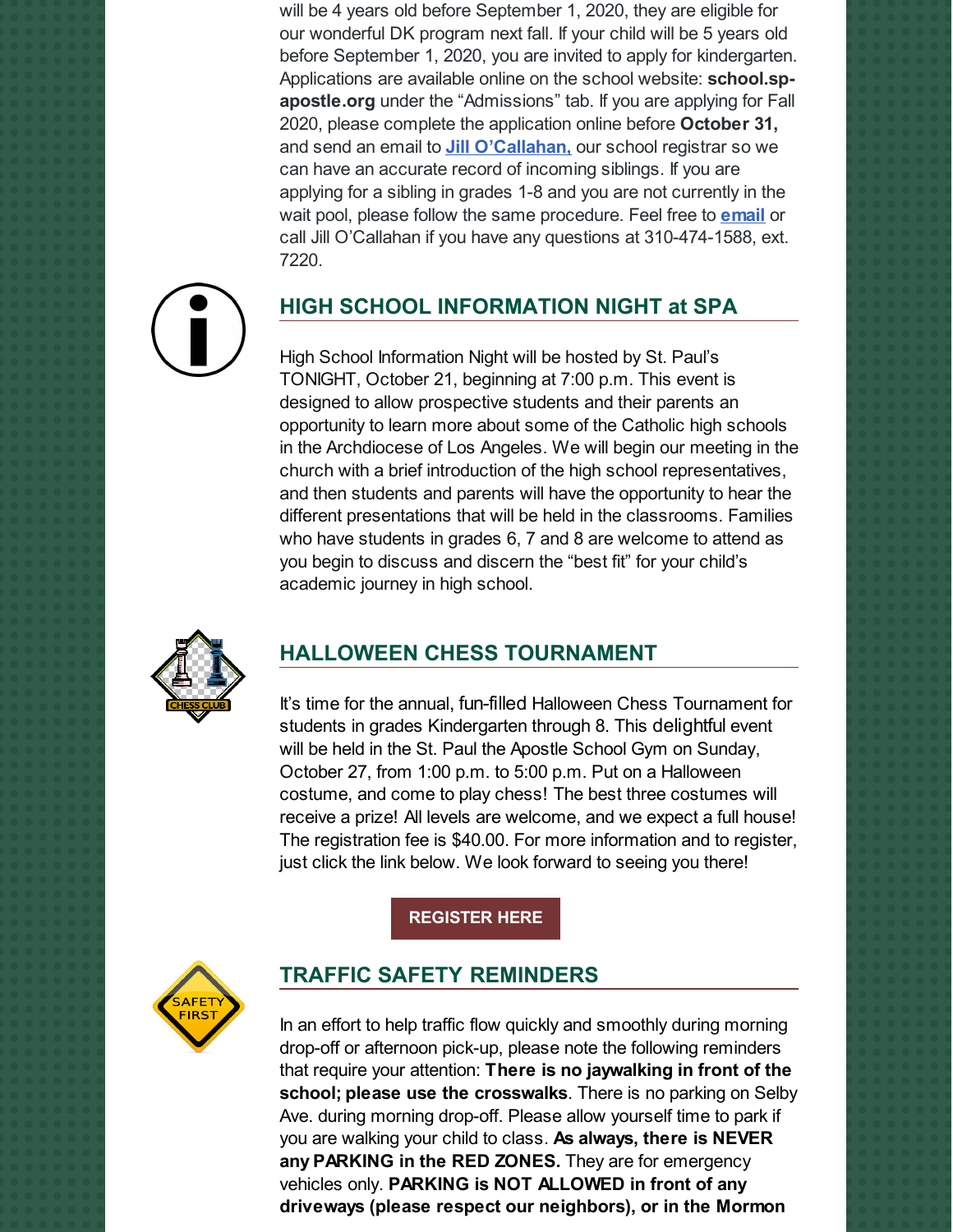will be 4 years old before September 1, 2020, they are eligible for our wonderful DK program next fall. If your child will be 5 years old before September 1, 2020, you are invited to apply for kindergarten. Applications are available online on the school website: **school.sp-apostle.org** under the "Admissions" tab. If you are applying for Fall 2020, please complete the application online before **October 31,** and send an email to **Jill O'Callahan,** our school registrar so we can have an accurate record of incoming siblings. If you are applying for a sibling in grades 1-8 and you are not currently in the wait pool, please follow the same procedure. Feel free to **email** or call Jill O'Callahan if you have any questions at 310-474-1588, ext. 7220.

## HIGH SCHOOL INFORMATION NIGHT at SPA

High School Information Night will be hosted by St. Paul's TONIGHT, October 21, beginning at 7:00 p.m. This event is designed to allow prospective students and their parents an opportunity to learn more about some of the Catholic high schools in the Archdiocese of Los Angeles. We will begin our meeting in the church with a brief introduction of the high school representatives, and then students and parents will have the opportunity to hear the different presentations that will be held in the classrooms. Families who have students in grades 6, 7 and 8 are welcome to attend as you begin to discuss and discern the "best fit" for your child's academic journey in high school.

## HALLOWEEN CHESS TOURNAMENT

It's time for the annual, fun-filled Halloween Chess Tournament for students in grades Kindergarten through 8. This delightful event will be held in the St. Paul the Apostle School Gym on Sunday, October 27, from 1:00 p.m. to 5:00 p.m. Put on a Halloween costume, and come to play chess! The best three costumes will receive a prize! All levels are welcome, and we expect a full house! The registration fee is $40.00. For more information and to register, just click the link below. We look forward to seeing you there!

**REGISTER HERE**

## TRAFFIC SAFETY REMINDERS

In an effort to help traffic flow quickly and smoothly during morning drop-off or afternoon pick-up, please note the following reminders that require your attention: **There is no jaywalking in front of the school; please use the crosswalks**. There is no parking on Selby Ave. during morning drop-off. Please allow yourself time to park if you are walking your child to class. **As always, there is NEVER any PARKING in the RED ZONES.** They are for emergency vehicles only. **PARKING is NOT ALLOWED in front of any driveways (please respect our neighbors), or in the Mormon**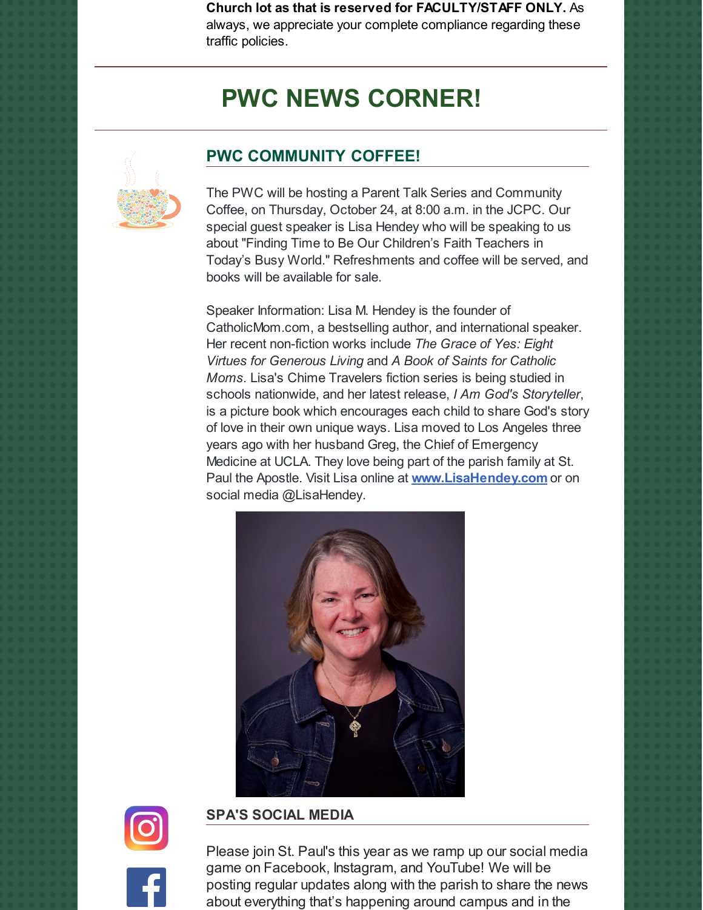**Church lot as that is reserved for FACULTY/STAFF ONLY.** As always, we appreciate your complete compliance regarding these traffic policies.

# PWC NEWS CORNER!

## PWC COMMUNITY COFFEE!

The PWC will be hosting a Parent Talk Series and Community Coffee, on Thursday, October 24, at 8:00 a.m. in the JCPC. Our special guest speaker is Lisa Hendey who will be speaking to us about "Finding Time to Be Our Children's Faith Teachers in Today's Busy World." Refreshments and coffee will be served, and books will be available for sale.

Speaker Information: Lisa M. Hendey is the founder of CatholicMom.com, a bestselling author, and international speaker. Her recent non-fiction works include *The Grace of Yes: Eight Virtues for Generous Living* and *A Book of Saints for Catholic Moms*. Lisa's Chime Travelers fiction series is being studied in schools nationwide, and her latest release, *I Am God's Storyteller*, is a picture book which encourages each child to share God's story of love in their own unique ways. Lisa moved to Los Angeles three years ago with her husband Greg, the Chief of Emergency Medicine at UCLA. They love being part of the parish family at St. Paul the Apostle. Visit Lisa online at **www.LisaHendey.com** or on social media @LisaHendey.

## SPA'S SOCIAL MEDIA

Please join St. Paul's this year as we ramp up our social media game on Facebook, Instagram, and YouTube! We will be posting regular updates along with the parish to share the news about everything that's happening around campus and in the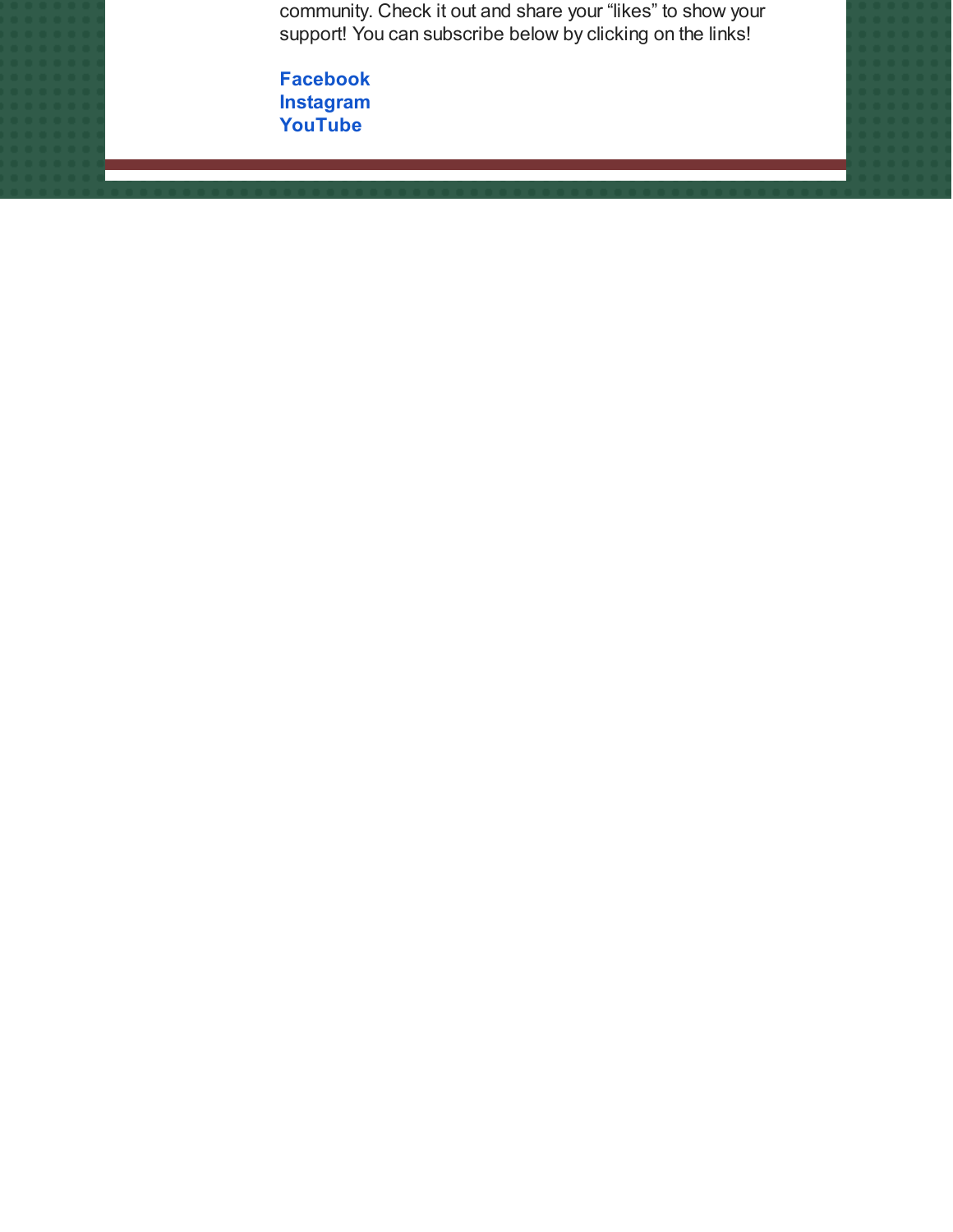community. Check it out and share your “likes” to show your support! You can subscribe below by clicking on the links!

**Facebook**
**Instagram**
**YouTube**